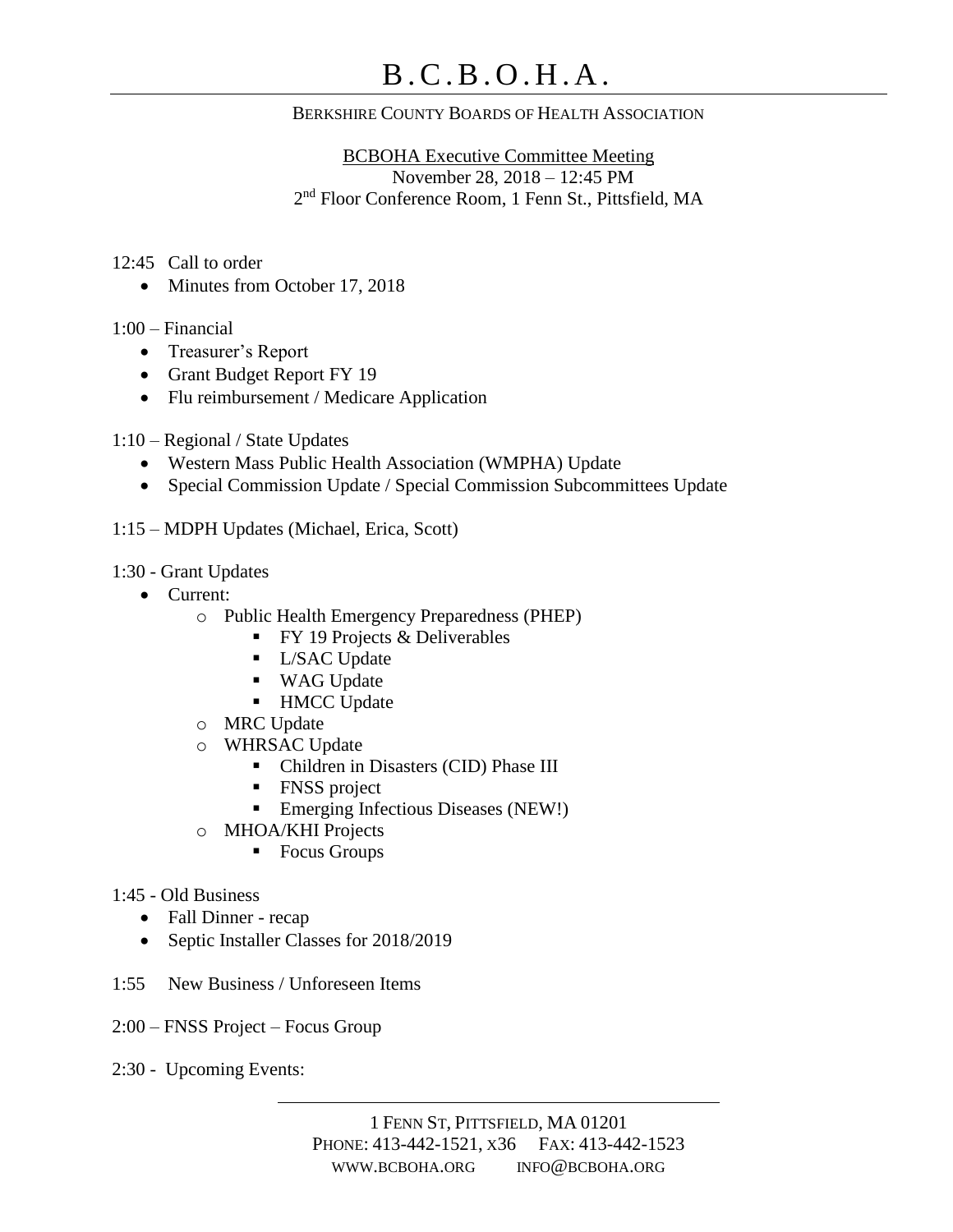# B.C.B.O.H.A.

BERKSHIRE COUNTY BOARDS OF HEALTH ASSOCIATION

BCBOHA Executive Committee Meeting
November 28, 2018 – 12:45 PM
2nd Floor Conference Room, 1 Fenn St., Pittsfield, MA

12:45 Call to order

- Minutes from October 17, 2018

1:00 – Financial

- Treasurer's Report
- Grant Budget Report FY 19
- Flu reimbursement / Medicare Application

1:10 – Regional / State Updates

- Western Mass Public Health Association (WMPHA) Update
- Special Commission Update / Special Commission Subcommittees Update

1:15 – MDPH Updates (Michael, Erica, Scott)

1:30 - Grant Updates

- Current:
  - Public Health Emergency Preparedness (PHEP)
    - FY 19 Projects & Deliverables
    - L/SAC Update
    - WAG Update
    - HMCC Update
  - MRC Update
  - WHRSAC Update
    - Children in Disasters (CID) Phase III
    - FNSS project
    - Emerging Infectious Diseases (NEW!)
  - MHOA/KHI Projects
    - Focus Groups

1:45 - Old Business

- Fall Dinner - recap
- Septic Installer Classes for 2018/2019

1:55 New Business / Unforeseen Items

2:00 – FNSS Project – Focus Group

2:30 - Upcoming Events:

1 FENN ST, PITTSFIELD, MA 01201
PHONE: 413-442-1521, X36 FAX: 413-442-1523
WWW.BCBOHA.ORG INFO@BCBOHA.ORG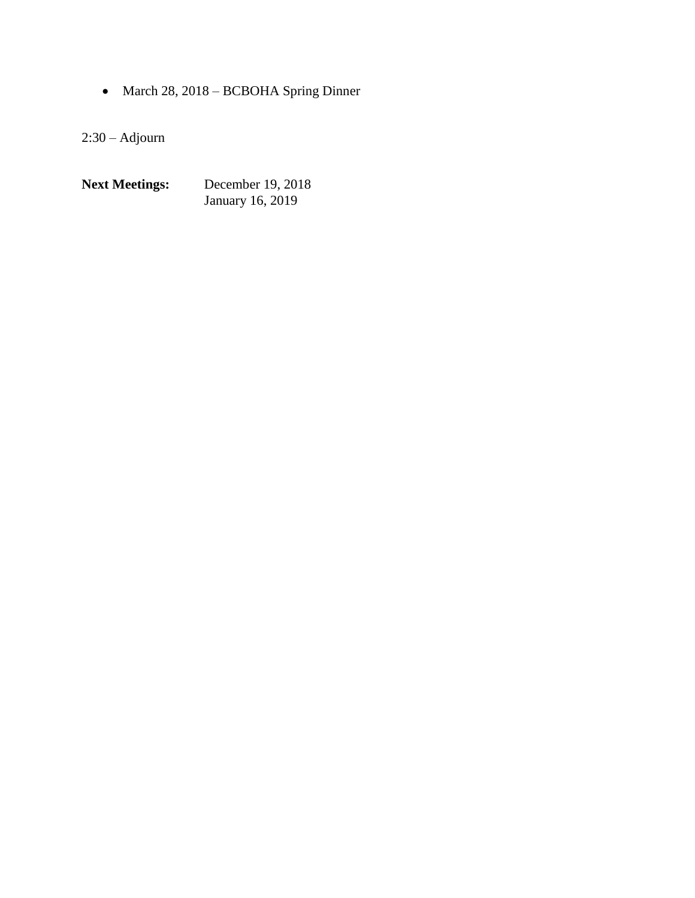- March 28, 2018 – BCBOHA Spring Dinner

2:30 – Adjourn

**Next Meetings:** December 19, 2018
January 16, 2019